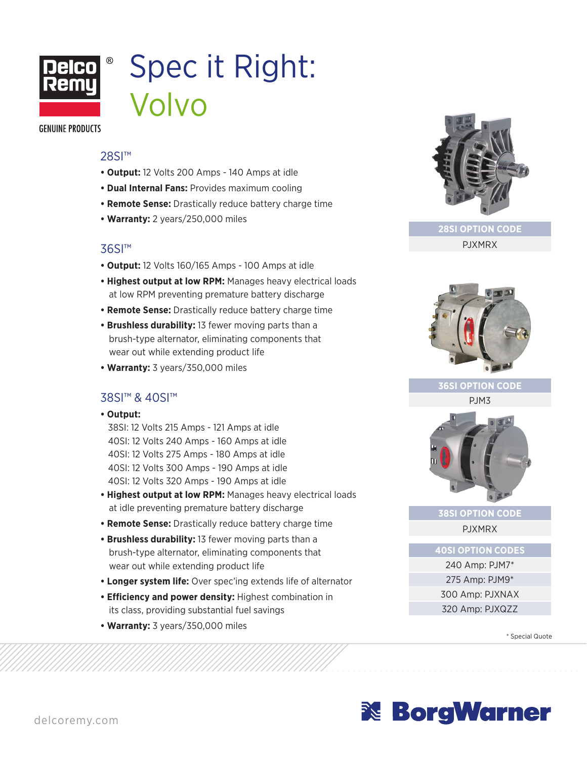# Spec it Right: Volvo

Delco Remy® GENUINE PRODUCTS

## 28SI™

- **Output:** 12 Volts 200 Amps - 140 Amps at idle
- **Dual Internal Fans:** Provides maximum cooling
- **Remote Sense:** Drastically reduce battery charge time
- **Warranty:** 2 years/250,000 miles

| 28SI OPTION CODE |
| --- |
| PJXMRX |

## 36SI™

- **Output:** 12 Volts 160/165 Amps - 100 Amps at idle
- **Highest output at low RPM:** Manages heavy electrical loads at low RPM preventing premature battery discharge
- **Remote Sense:** Drastically reduce battery charge time
- **Brushless durability:** 13 fewer moving parts than a brush-type alternator, eliminating components that wear out while extending product life
- **Warranty:** 3 years/350,000 miles

| 36SI OPTION CODE |
| --- |
| PJM3 |

## 38SI™ & 40SI™

- **Output:**
  38SI: 12 Volts 215 Amps - 121 Amps at idle
  40SI: 12 Volts 240 Amps - 160 Amps at idle
  40SI: 12 Volts 275 Amps - 180 Amps at idle
  40SI: 12 Volts 300 Amps - 190 Amps at idle
  40SI: 12 Volts 320 Amps - 190 Amps at idle
- **Highest output at low RPM:** Manages heavy electrical loads at idle preventing premature battery discharge
- **Remote Sense:** Drastically reduce battery charge time
- **Brushless durability:** 13 fewer moving parts than a brush-type alternator, eliminating components that wear out while extending product life
- **Longer system life:** Over spec'ing extends life of alternator
- **Efficiency and power density:** Highest combination in its class, providing substantial fuel savings
- **Warranty:** 3 years/350,000 miles

| 38SI OPTION CODE |
| --- |
| PJXMRX |

| 40SI OPTION CODES |
| --- |
| 240 Amp: PJM7* |
| 275 Amp: PJM9* |
| 300 Amp: PJXNAX |
| 320 Amp: PJXQZZ |

* Special Quote

delcoremy.com

BorgWarner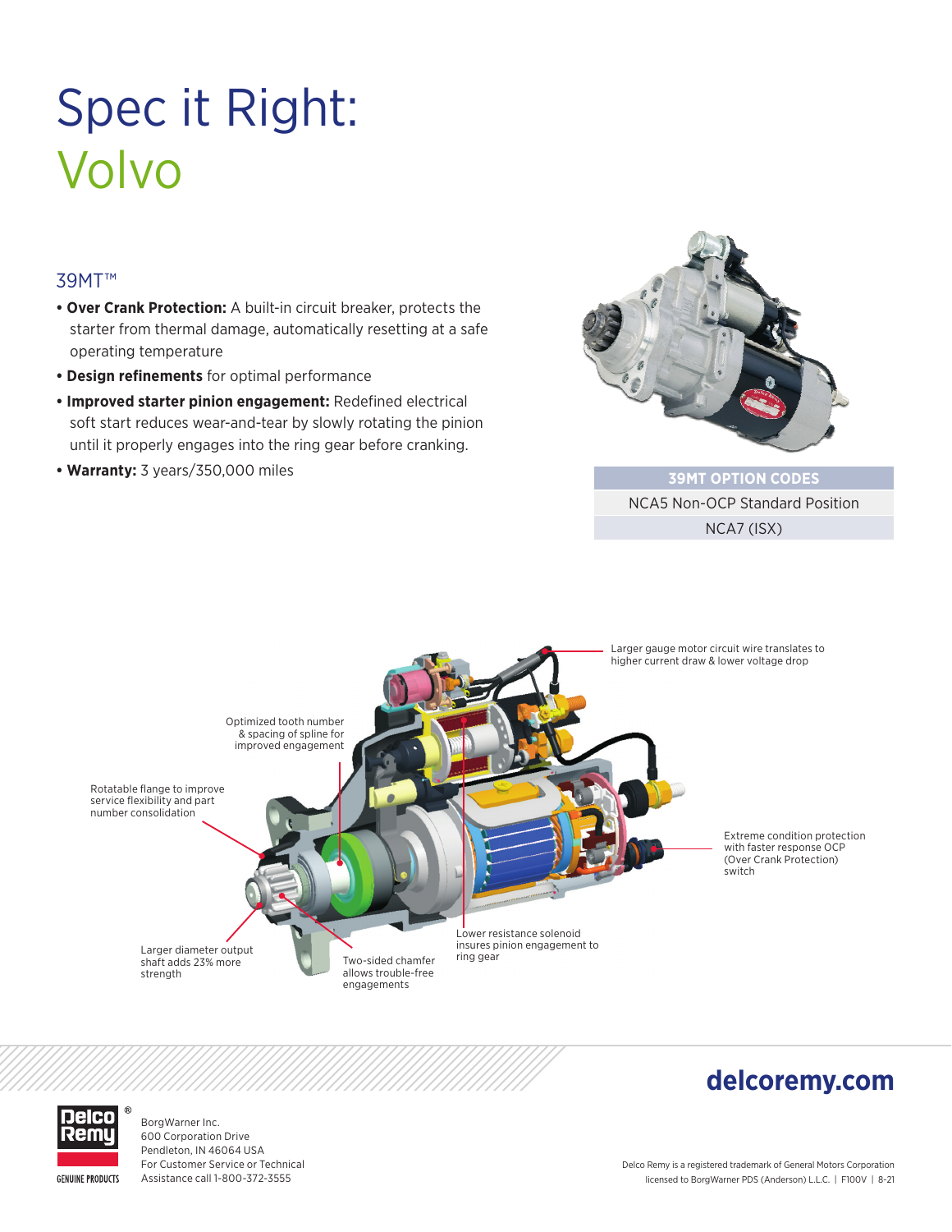# Spec it Right: Volvo

## 39MT™

- **Over Crank Protection:** A built-in circuit breaker, protects the starter from thermal damage, automatically resetting at a safe operating temperature
- **Design refinements** for optimal performance
- **Improved starter pinion engagement:** Redefined electrical soft start reduces wear-and-tear by slowly rotating the pinion until it properly engages into the ring gear before cranking.
- **Warranty:** 3 years/350,000 miles

| 39MT OPTION CODES |
| --- |
| NCA5 Non-OCP Standard Position |
| NCA7 (ISX) |

Larger gauge motor circuit wire translates to higher current draw & lower voltage drop

Optimized tooth number & spacing of spline for improved engagement

Rotatable flange to improve service flexibility and part number consolidation

Extreme condition protection with faster response OCP (Over Crank Protection) switch

Larger diameter output shaft adds 23% more strength

Two-sided chamfer allows trouble-free engagements

Lower resistance solenoid insures pinion engagement to ring gear

**delcoremy.com**

Delco Remy® GENUINE PRODUCTS

BorgWarner Inc.
600 Corporation Drive
Pendleton, IN 46064 USA
For Customer Service or Technical Assistance call 1-800-372-3555

Delco Remy is a registered trademark of General Motors Corporation licensed to BorgWarner PDS (Anderson) L.L.C. | F100V | 8-21